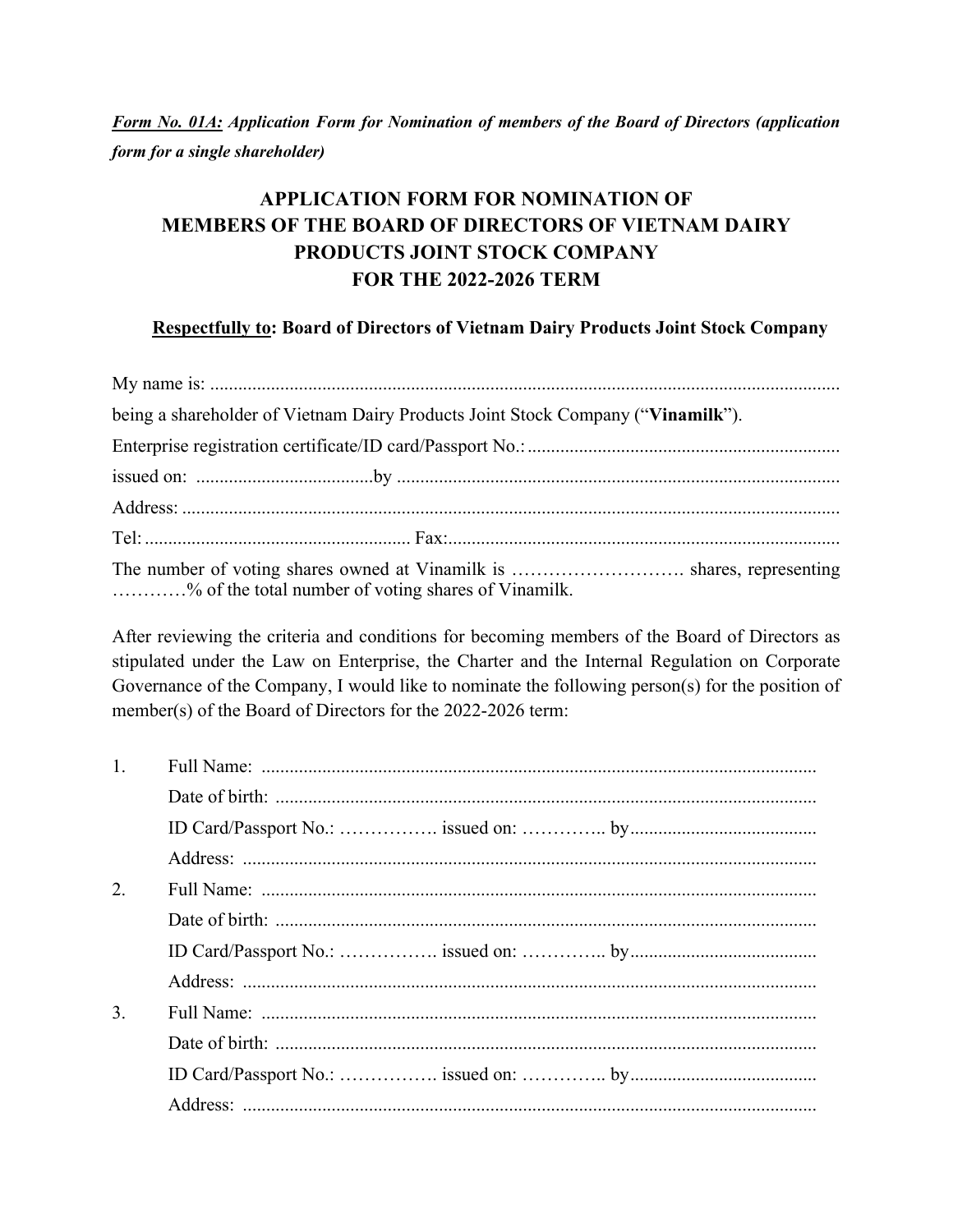***Form No. 01A:*** ***Application Form for Nomination of members of the Board of Directors (application form for a single shareholder)***

# APPLICATION FORM FOR NOMINATION OF MEMBERS OF THE BOARD OF DIRECTORS OF VIETNAM DAIRY PRODUCTS JOINT STOCK COMPANY FOR THE 2022-2026 TERM

**Respectfully to: Board of Directors of Vietnam Dairy Products Joint Stock Company**

My name is: ........................................................................................................................................

being a shareholder of Vietnam Dairy Products Joint Stock Company ("**Vinamilk**").

Enterprise registration certificate/ID card/Passport No.: ...................................................................

issued on: ......................................by ...............................................................................................

Address: .............................................................................................................................................

Tel: ......................................................... Fax:....................................................................................

The number of voting shares owned at Vinamilk is ………………………. shares, representing …………% of the total number of voting shares of Vinamilk.

After reviewing the criteria and conditions for becoming members of the Board of Directors as stipulated under the Law on Enterprise, the Charter and the Internal Regulation on Corporate Governance of the Company, I would like to nominate the following person(s) for the position of member(s) of the Board of Directors for the 2022-2026 term:

1. Full Name: .......................................................................................................................
   Date of birth: ....................................................................................................................
   ID Card/Passport No.: ……………. issued on: ………….. by........................................
   Address: ...........................................................................................................................
2. Full Name: .......................................................................................................................
   Date of birth: ....................................................................................................................
   ID Card/Passport No.: ……………. issued on: ………….. by........................................
   Address: ...........................................................................................................................
3. Full Name: .......................................................................................................................
   Date of birth: ....................................................................................................................
   ID Card/Passport No.: ……………. issued on: ………….. by........................................
   Address: ...........................................................................................................................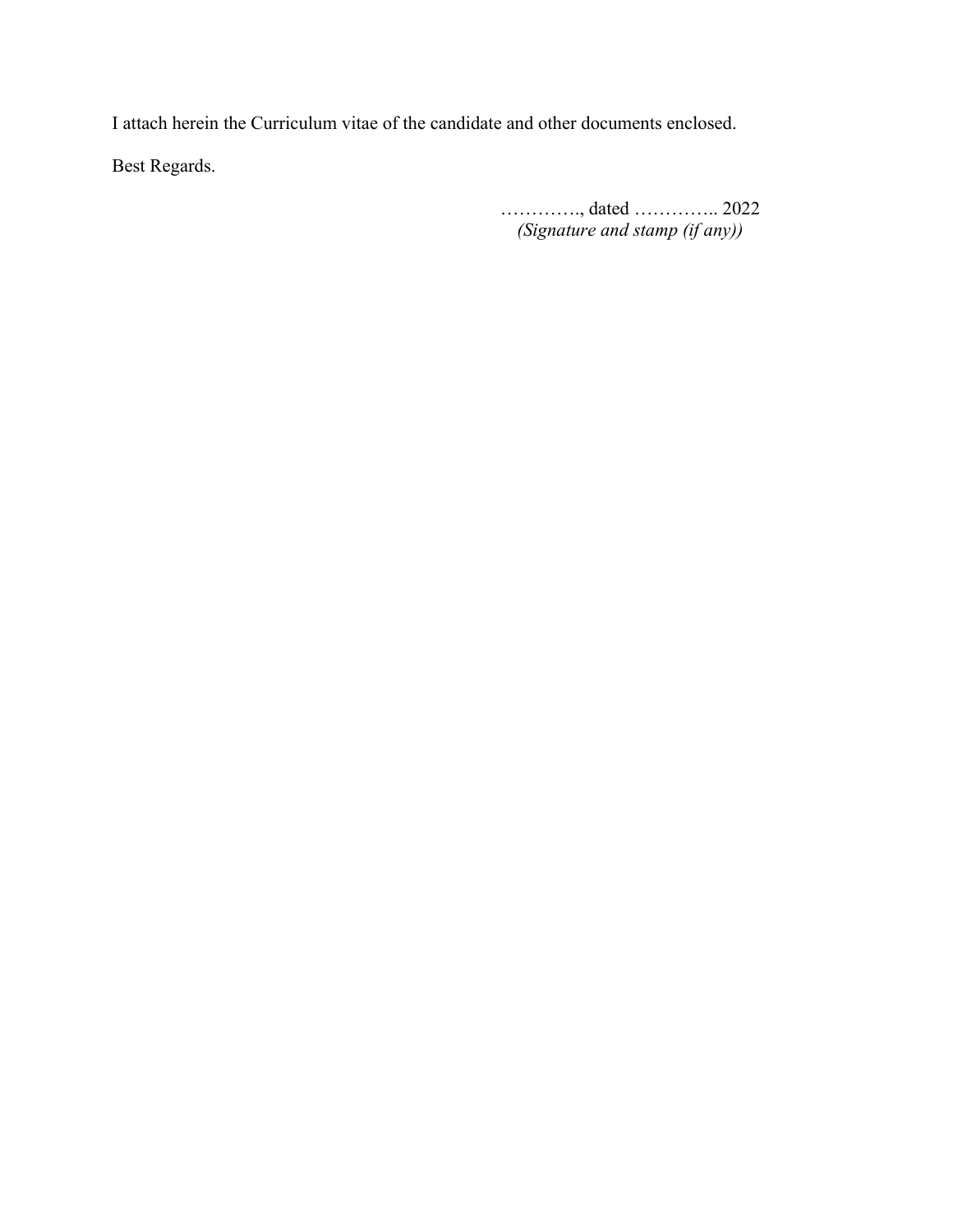I attach herein the Curriculum vitae of the candidate and other documents enclosed.

Best Regards.

…………., dated ………….. 2022

*(Signature and stamp (if any))*